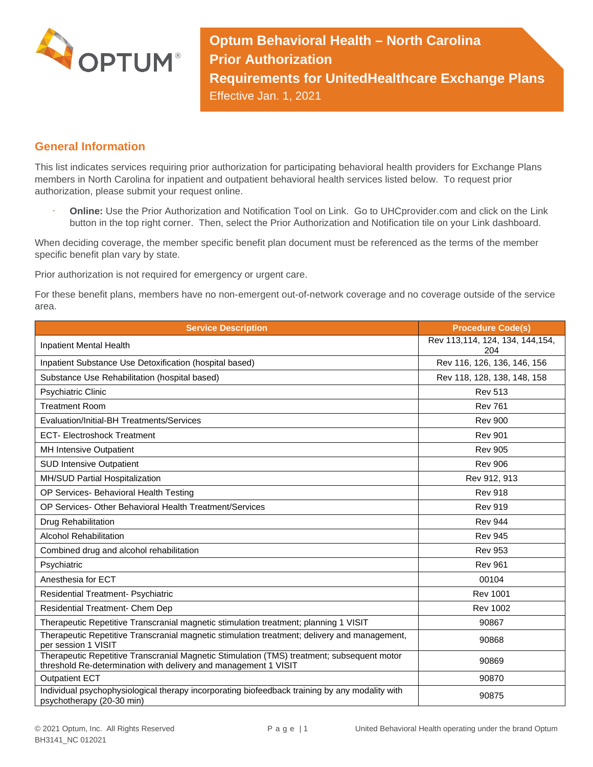# Optum Behavioral Health – North Carolina Prior Authorization Requirements for UnitedHealthcare Exchange Plans

Effective Jan. 1, 2021

## General Information

This list indicates services requiring prior authorization for participating behavioral health providers for Exchange Plans members in North Carolina for inpatient and outpatient behavioral health services listed below. To request prior authorization, please submit your request online.

- **Online:** Use the Prior Authorization and Notification Tool on Link. Go to UHCprovider.com and click on the Link button in the top right corner. Then, select the Prior Authorization and Notification tile on your Link dashboard.

When deciding coverage, the member specific benefit plan document must be referenced as the terms of the member specific benefit plan vary by state.

Prior authorization is not required for emergency or urgent care.

For these benefit plans, members have no non-emergent out-of-network coverage and no coverage outside of the service area.

| Service Description | Procedure Code(s) |
|---|---|
| Inpatient Mental Health | Rev 113,114, 124, 134, 144,154, 204 |
| Inpatient Substance Use Detoxification (hospital based) | Rev 116, 126, 136, 146, 156 |
| Substance Use Rehabilitation (hospital based) | Rev 118, 128, 138, 148, 158 |
| Psychiatric Clinic | Rev 513 |
| Treatment Room | Rev 761 |
| Evaluation/Initial-BH Treatments/Services | Rev 900 |
| ECT- Electroshock Treatment | Rev 901 |
| MH Intensive Outpatient | Rev 905 |
| SUD Intensive Outpatient | Rev 906 |
| MH/SUD Partial Hospitalization | Rev 912, 913 |
| OP Services- Behavioral Health Testing | Rev 918 |
| OP Services- Other Behavioral Health Treatment/Services | Rev 919 |
| Drug Rehabilitation | Rev 944 |
| Alcohol Rehabilitation | Rev 945 |
| Combined drug and alcohol rehabilitation | Rev 953 |
| Psychiatric | Rev 961 |
| Anesthesia for ECT | 00104 |
| Residential Treatment- Psychiatric | Rev 1001 |
| Residential Treatment- Chem Dep | Rev 1002 |
| Therapeutic Repetitive Transcranial magnetic stimulation treatment; planning 1 VISIT | 90867 |
| Therapeutic Repetitive Transcranial magnetic stimulation treatment; delivery and management, per session 1 VISIT | 90868 |
| Therapeutic Repetitive Transcranial Magnetic Stimulation (TMS) treatment; subsequent motor threshold Re-determination with delivery and management 1 VISIT | 90869 |
| Outpatient ECT | 90870 |
| Individual psychophysiological therapy incorporating biofeedback training by any modality with psychotherapy (20-30 min) | 90875 |

© 2021 Optum, Inc. All Rights Reserved
BH3141_NC 012021

United Behavioral Health operating under the brand Optum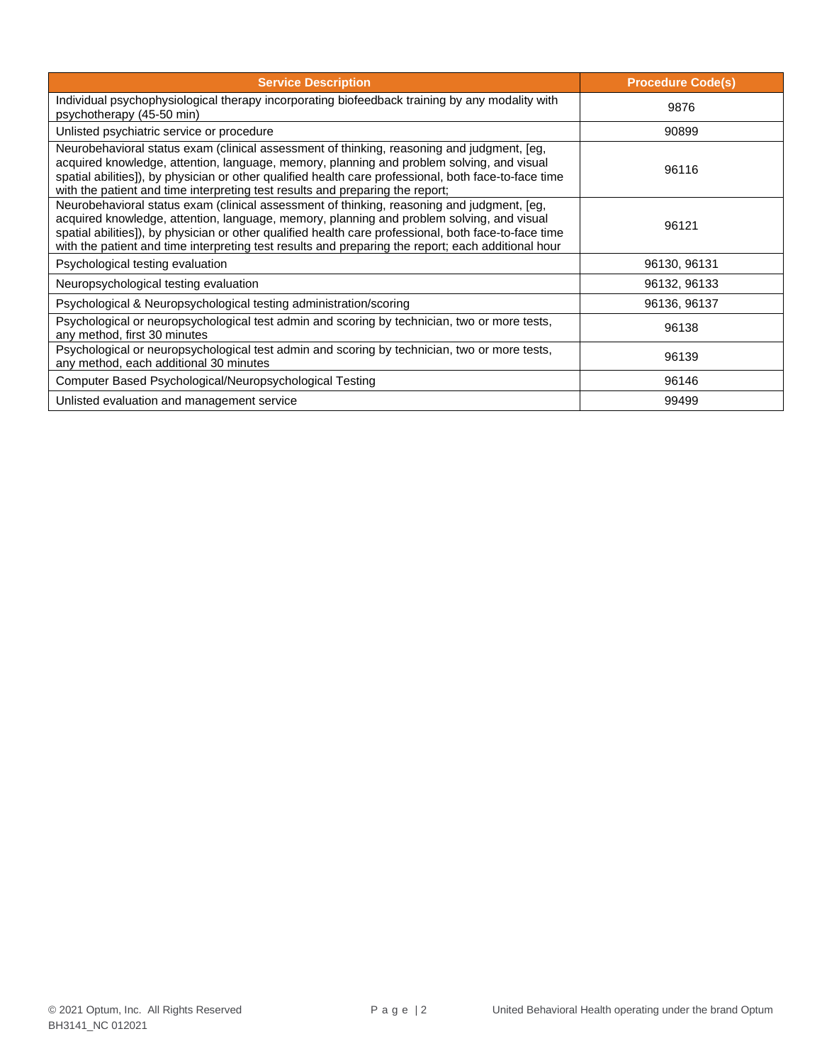| Service Description | Procedure Code(s) |
| --- | --- |
| Individual psychophysiological therapy incorporating biofeedback training by any modality with psychotherapy (45-50 min) | 9876 |
| Unlisted psychiatric service or procedure | 90899 |
| Neurobehavioral status exam (clinical assessment of thinking, reasoning and judgment, [eg, acquired knowledge, attention, language, memory, planning and problem solving, and visual spatial abilities]), by physician or other qualified health care professional, both face-to-face time with the patient and time interpreting test results and preparing the report; | 96116 |
| Neurobehavioral status exam (clinical assessment of thinking, reasoning and judgment, [eg, acquired knowledge, attention, language, memory, planning and problem solving, and visual spatial abilities]), by physician or other qualified health care professional, both face-to-face time with the patient and time interpreting test results and preparing the report; each additional hour | 96121 |
| Psychological testing evaluation | 96130, 96131 |
| Neuropsychological testing evaluation | 96132, 96133 |
| Psychological & Neuropsychological testing administration/scoring | 96136, 96137 |
| Psychological or neuropsychological test admin and scoring by technician, two or more tests, any method, first 30 minutes | 96138 |
| Psychological or neuropsychological test admin and scoring by technician, two or more tests, any method, each additional 30 minutes | 96139 |
| Computer Based Psychological/Neuropsychological Testing | 96146 |
| Unlisted evaluation and management service | 99499 |

© 2021 Optum, Inc. All Rights Reserved
BH3141_NC 012021

United Behavioral Health operating under the brand Optum